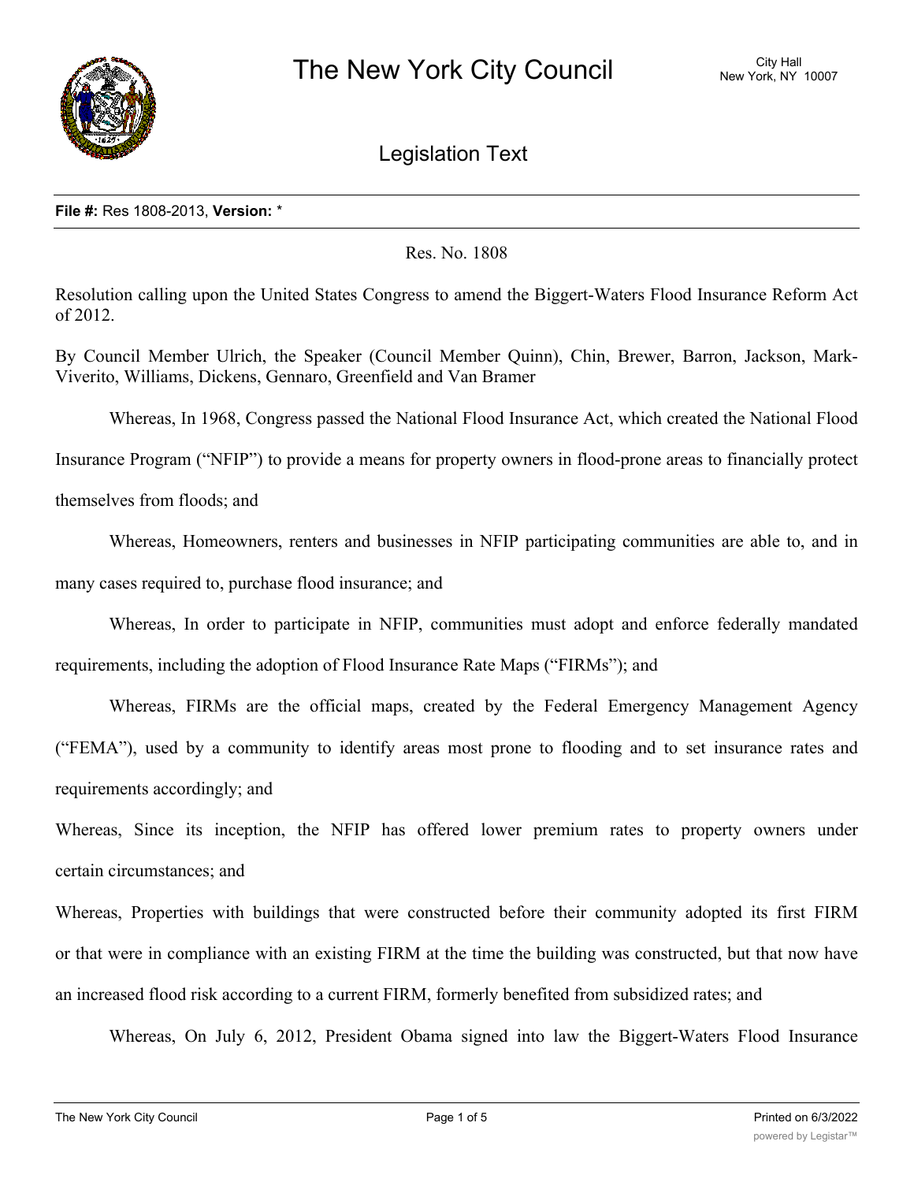# The New York City Council

City Hall
New York, NY 10007

## Legislation Text

**File #:** Res 1808-2013, **Version:** *

Res. No. 1808

Resolution calling upon the United States Congress to amend the Biggert-Waters Flood Insurance Reform Act of 2012.

By Council Member Ulrich, the Speaker (Council Member Quinn), Chin, Brewer, Barron, Jackson, Mark-Viverito, Williams, Dickens, Gennaro, Greenfield and Van Bramer

Whereas, In 1968, Congress passed the National Flood Insurance Act, which created the National Flood Insurance Program ("NFIP") to provide a means for property owners in flood-prone areas to financially protect themselves from floods; and

Whereas, Homeowners, renters and businesses in NFIP participating communities are able to, and in many cases required to, purchase flood insurance; and

Whereas, In order to participate in NFIP, communities must adopt and enforce federally mandated requirements, including the adoption of Flood Insurance Rate Maps ("FIRMs"); and

Whereas, FIRMs are the official maps, created by the Federal Emergency Management Agency ("FEMA"), used by a community to identify areas most prone to flooding and to set insurance rates and requirements accordingly; and

Whereas, Since its inception, the NFIP has offered lower premium rates to property owners under certain circumstances; and

Whereas, Properties with buildings that were constructed before their community adopted its first FIRM or that were in compliance with an existing FIRM at the time the building was constructed, but that now have an increased flood risk according to a current FIRM, formerly benefited from subsidized rates; and

Whereas, On July 6, 2012, President Obama signed into law the Biggert-Waters Flood Insurance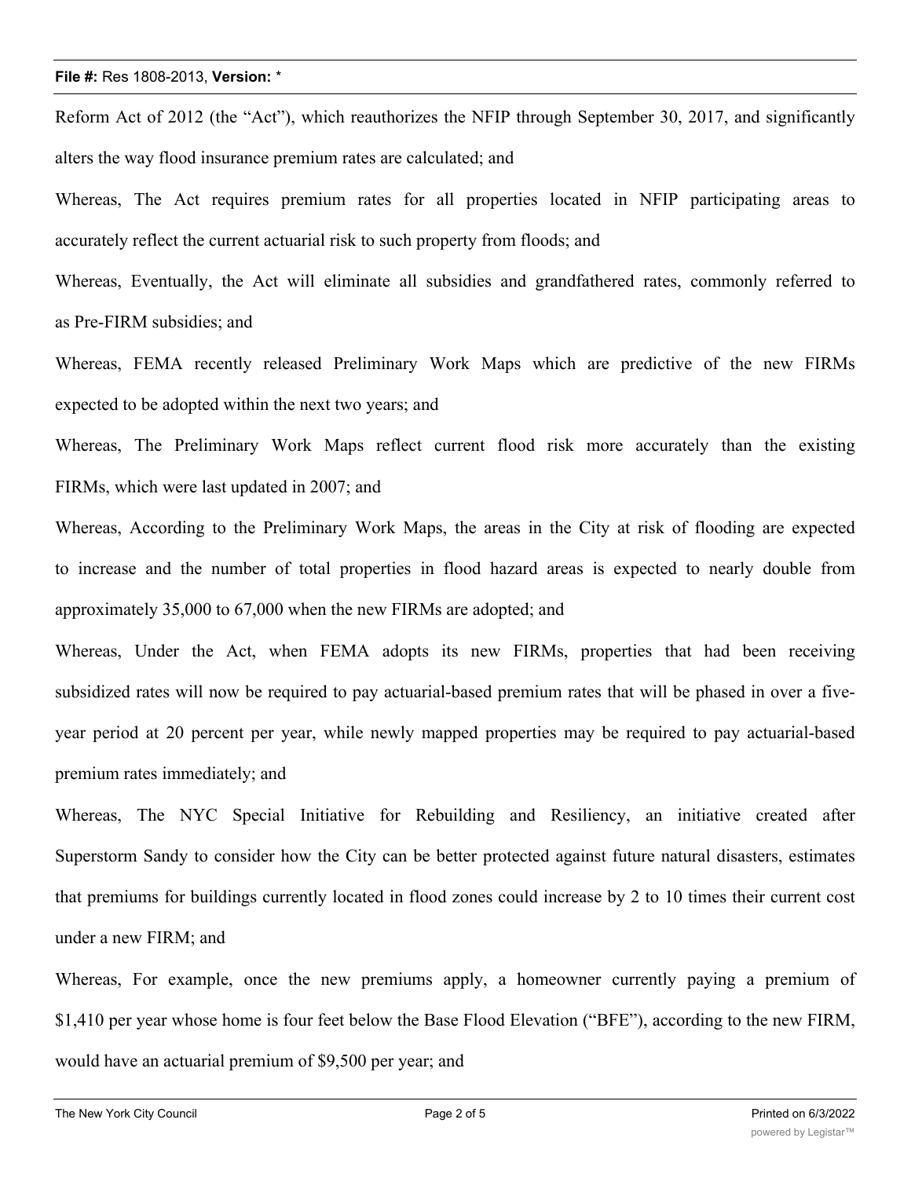Reform Act of 2012 (the "Act"), which reauthorizes the NFIP through September 30, 2017, and significantly alters the way flood insurance premium rates are calculated; and

Whereas, The Act requires premium rates for all properties located in NFIP participating areas to accurately reflect the current actuarial risk to such property from floods; and

Whereas, Eventually, the Act will eliminate all subsidies and grandfathered rates, commonly referred to as Pre-FIRM subsidies; and

Whereas, FEMA recently released Preliminary Work Maps which are predictive of the new FIRMs expected to be adopted within the next two years; and

Whereas, The Preliminary Work Maps reflect current flood risk more accurately than the existing FIRMs, which were last updated in 2007; and

Whereas, According to the Preliminary Work Maps, the areas in the City at risk of flooding are expected to increase and the number of total properties in flood hazard areas is expected to nearly double from approximately 35,000 to 67,000 when the new FIRMs are adopted; and

Whereas, Under the Act, when FEMA adopts its new FIRMs, properties that had been receiving subsidized rates will now be required to pay actuarial-based premium rates that will be phased in over a five-year period at 20 percent per year, while newly mapped properties may be required to pay actuarial-based premium rates immediately; and

Whereas, The NYC Special Initiative for Rebuilding and Resiliency, an initiative created after Superstorm Sandy to consider how the City can be better protected against future natural disasters, estimates that premiums for buildings currently located in flood zones could increase by 2 to 10 times their current cost under a new FIRM; and

Whereas, For example, once the new premiums apply, a homeowner currently paying a premium of $1,410 per year whose home is four feet below the Base Flood Elevation ("BFE"), according to the new FIRM, would have an actuarial premium of $9,500 per year; and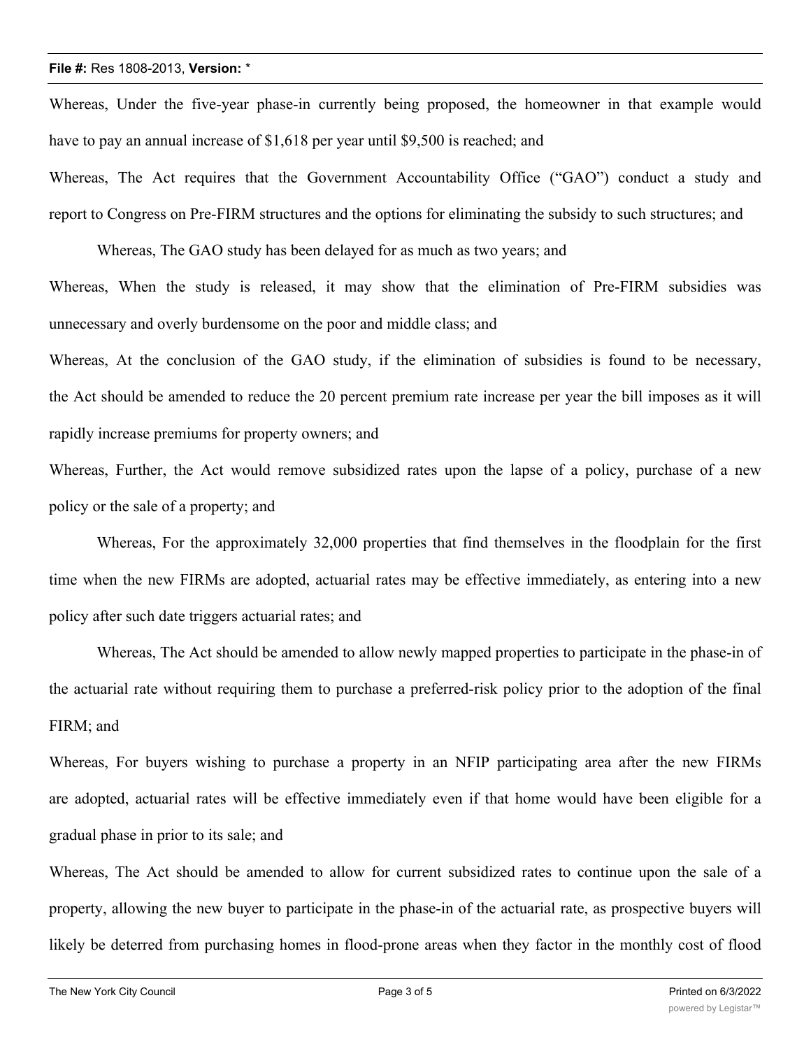Whereas, Under the five-year phase-in currently being proposed, the homeowner in that example would have to pay an annual increase of $1,618 per year until $9,500 is reached; and

Whereas, The Act requires that the Government Accountability Office ("GAO") conduct a study and report to Congress on Pre-FIRM structures and the options for eliminating the subsidy to such structures; and

Whereas, The GAO study has been delayed for as much as two years; and

Whereas, When the study is released, it may show that the elimination of Pre-FIRM subsidies was unnecessary and overly burdensome on the poor and middle class; and

Whereas, At the conclusion of the GAO study, if the elimination of subsidies is found to be necessary, the Act should be amended to reduce the 20 percent premium rate increase per year the bill imposes as it will rapidly increase premiums for property owners; and

Whereas, Further, the Act would remove subsidized rates upon the lapse of a policy, purchase of a new policy or the sale of a property; and

Whereas, For the approximately 32,000 properties that find themselves in the floodplain for the first time when the new FIRMs are adopted, actuarial rates may be effective immediately, as entering into a new policy after such date triggers actuarial rates; and

Whereas, The Act should be amended to allow newly mapped properties to participate in the phase-in of the actuarial rate without requiring them to purchase a preferred-risk policy prior to the adoption of the final FIRM; and

Whereas, For buyers wishing to purchase a property in an NFIP participating area after the new FIRMs are adopted, actuarial rates will be effective immediately even if that home would have been eligible for a gradual phase in prior to its sale; and

Whereas, The Act should be amended to allow for current subsidized rates to continue upon the sale of a property, allowing the new buyer to participate in the phase-in of the actuarial rate, as prospective buyers will likely be deterred from purchasing homes in flood-prone areas when they factor in the monthly cost of flood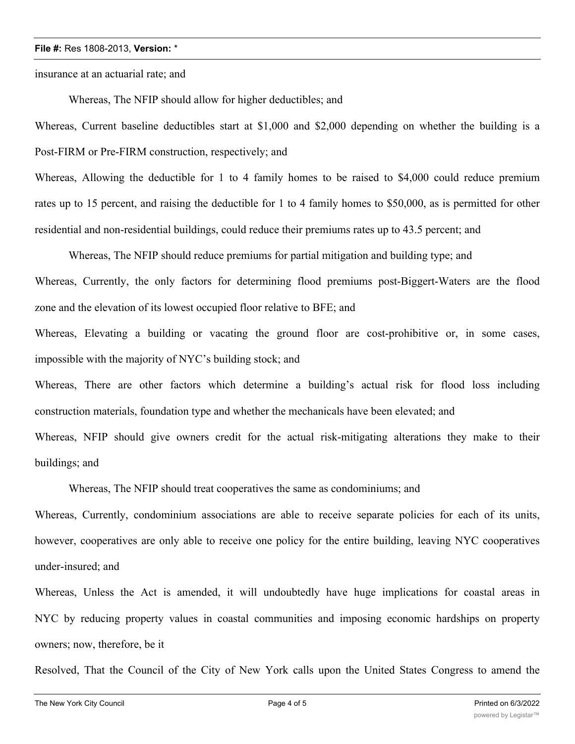insurance at an actuarial rate; and

Whereas, The NFIP should allow for higher deductibles; and

Whereas, Current baseline deductibles start at $1,000 and $2,000 depending on whether the building is a Post-FIRM or Pre-FIRM construction, respectively; and

Whereas, Allowing the deductible for 1 to 4 family homes to be raised to $4,000 could reduce premium rates up to 15 percent, and raising the deductible for 1 to 4 family homes to $50,000, as is permitted for other residential and non-residential buildings, could reduce their premiums rates up to 43.5 percent; and

Whereas, The NFIP should reduce premiums for partial mitigation and building type; and

Whereas, Currently, the only factors for determining flood premiums post-Biggert-Waters are the flood zone and the elevation of its lowest occupied floor relative to BFE; and

Whereas, Elevating a building or vacating the ground floor are cost-prohibitive or, in some cases, impossible with the majority of NYC's building stock; and

Whereas, There are other factors which determine a building's actual risk for flood loss including construction materials, foundation type and whether the mechanicals have been elevated; and

Whereas, NFIP should give owners credit for the actual risk-mitigating alterations they make to their buildings; and

Whereas, The NFIP should treat cooperatives the same as condominiums; and

Whereas, Currently, condominium associations are able to receive separate policies for each of its units, however, cooperatives are only able to receive one policy for the entire building, leaving NYC cooperatives under-insured; and

Whereas, Unless the Act is amended, it will undoubtedly have huge implications for coastal areas in NYC by reducing property values in coastal communities and imposing economic hardships on property owners; now, therefore, be it

Resolved, That the Council of the City of New York calls upon the United States Congress to amend the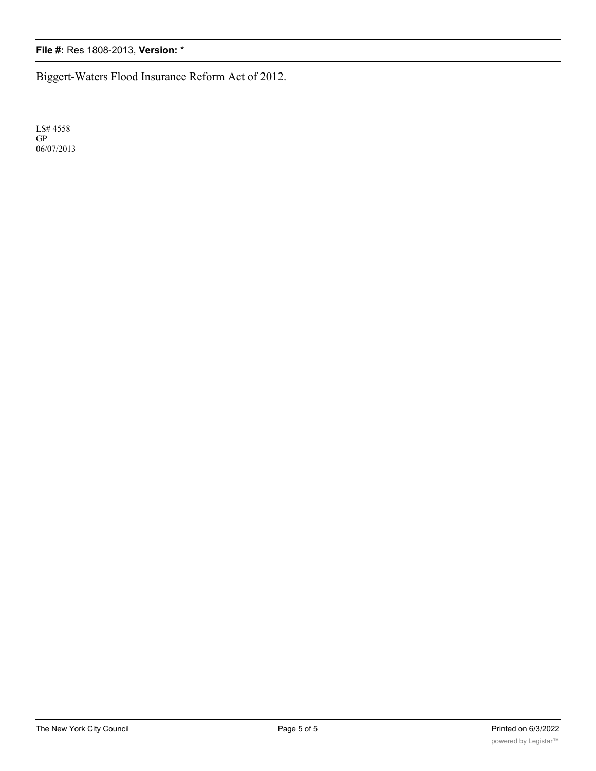Biggert-Waters Flood Insurance Reform Act of 2012.

LS# 4558
GP
06/07/2013